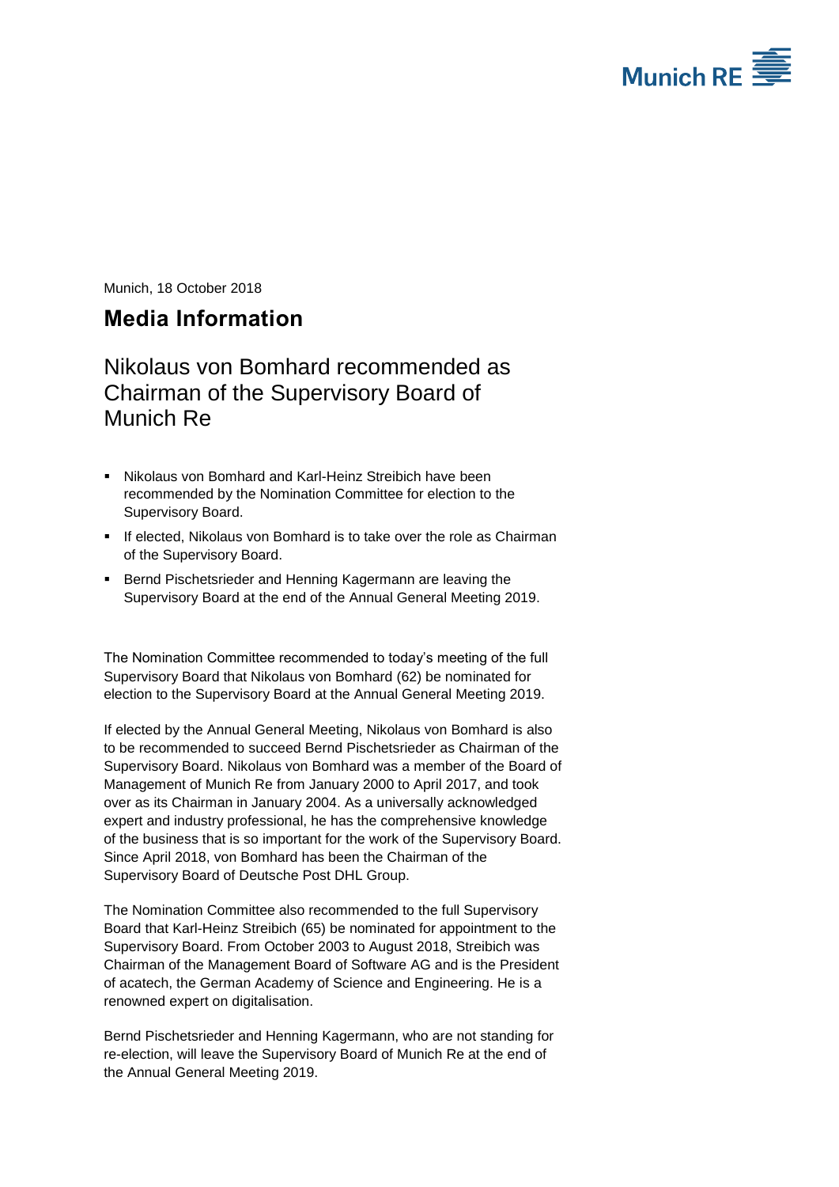Munich, 18 October 2018

# Media Information

## Nikolaus von Bomhard recommended as Chairman of the Supervisory Board of Munich Re

- Nikolaus von Bomhard and Karl-Heinz Streibich have been recommended by the Nomination Committee for election to the Supervisory Board.
- If elected, Nikolaus von Bomhard is to take over the role as Chairman of the Supervisory Board.
- Bernd Pischetsrieder and Henning Kagermann are leaving the Supervisory Board at the end of the Annual General Meeting 2019.

The Nomination Committee recommended to today's meeting of the full Supervisory Board that Nikolaus von Bomhard (62) be nominated for election to the Supervisory Board at the Annual General Meeting 2019.

If elected by the Annual General Meeting, Nikolaus von Bomhard is also to be recommended to succeed Bernd Pischetsrieder as Chairman of the Supervisory Board. Nikolaus von Bomhard was a member of the Board of Management of Munich Re from January 2000 to April 2017, and took over as its Chairman in January 2004. As a universally acknowledged expert and industry professional, he has the comprehensive knowledge of the business that is so important for the work of the Supervisory Board. Since April 2018, von Bomhard has been the Chairman of the Supervisory Board of Deutsche Post DHL Group.

The Nomination Committee also recommended to the full Supervisory Board that Karl-Heinz Streibich (65) be nominated for appointment to the Supervisory Board. From October 2003 to August 2018, Streibich was Chairman of the Management Board of Software AG and is the President of acatech, the German Academy of Science and Engineering. He is a renowned expert on digitalisation.

Bernd Pischetsrieder and Henning Kagermann, who are not standing for re-election, will leave the Supervisory Board of Munich Re at the end of the Annual General Meeting 2019.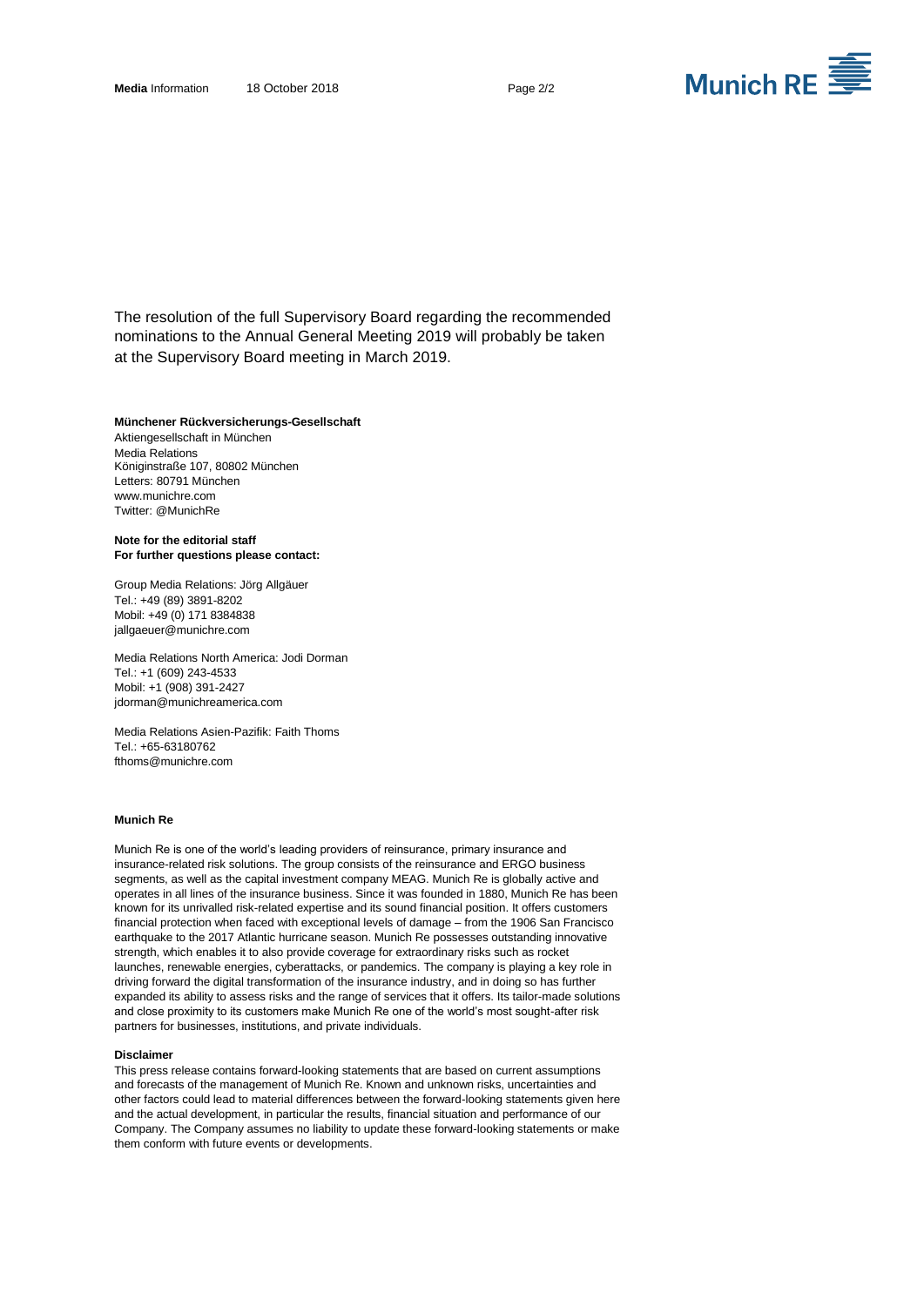The resolution of the full Supervisory Board regarding the recommended nominations to the Annual General Meeting 2019 will probably be taken at the Supervisory Board meeting in March 2019.

**Münchener Rückversicherungs-Gesellschaft**
Aktiengesellschaft in München
Media Relations
Königinstraße 107, 80802 München
Letters: 80791 München
www.munichre.com
Twitter: @MunichRe

**Note for the editorial staff**
**For further questions please contact:**

Group Media Relations: Jörg Allgäuer
Tel.: +49 (89) 3891-8202
Mobil: +49 (0) 171 8384838
jallgaeuer@munichre.com

Media Relations North America: Jodi Dorman
Tel.: +1 (609) 243-4533
Mobil: +1 (908) 391-2427
jdorman@munichreamerica.com

Media Relations Asien-Pazifik: Faith Thoms
Tel.: +65-63180762
fthoms@munichre.com

**Munich Re**

Munich Re is one of the world's leading providers of reinsurance, primary insurance and insurance-related risk solutions. The group consists of the reinsurance and ERGO business segments, as well as the capital investment company MEAG. Munich Re is globally active and operates in all lines of the insurance business. Since it was founded in 1880, Munich Re has been known for its unrivalled risk-related expertise and its sound financial position. It offers customers financial protection when faced with exceptional levels of damage – from the 1906 San Francisco earthquake to the 2017 Atlantic hurricane season. Munich Re possesses outstanding innovative strength, which enables it to also provide coverage for extraordinary risks such as rocket launches, renewable energies, cyberattacks, or pandemics. The company is playing a key role in driving forward the digital transformation of the insurance industry, and in doing so has further expanded its ability to assess risks and the range of services that it offers. Its tailor-made solutions and close proximity to its customers make Munich Re one of the world's most sought-after risk partners for businesses, institutions, and private individuals.

**Disclaimer**
This press release contains forward-looking statements that are based on current assumptions and forecasts of the management of Munich Re. Known and unknown risks, uncertainties and other factors could lead to material differences between the forward-looking statements given here and the actual development, in particular the results, financial situation and performance of our Company. The Company assumes no liability to update these forward-looking statements or make them conform with future events or developments.